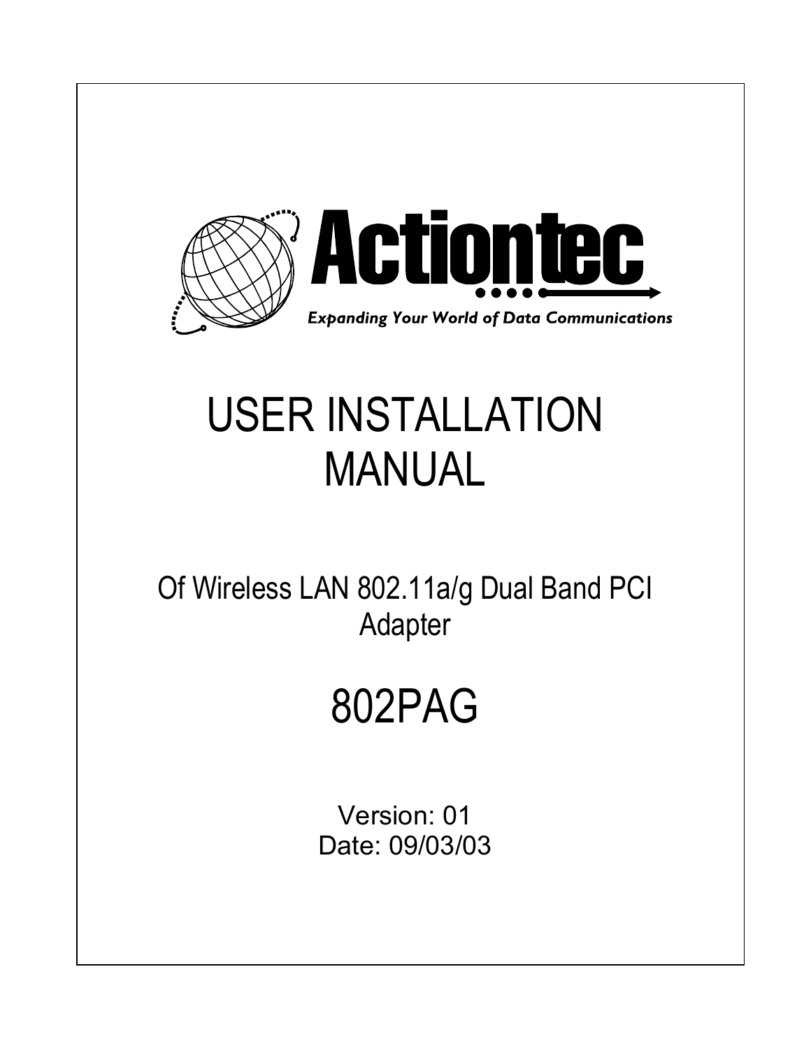Actiontec

*Expanding Your World of Data Communications*

# USER INSTALLATION MANUAL

## Of Wireless LAN 802.11a/g Dual Band PCI Adapter

# 802PAG

Version: 01
Date: 09/03/03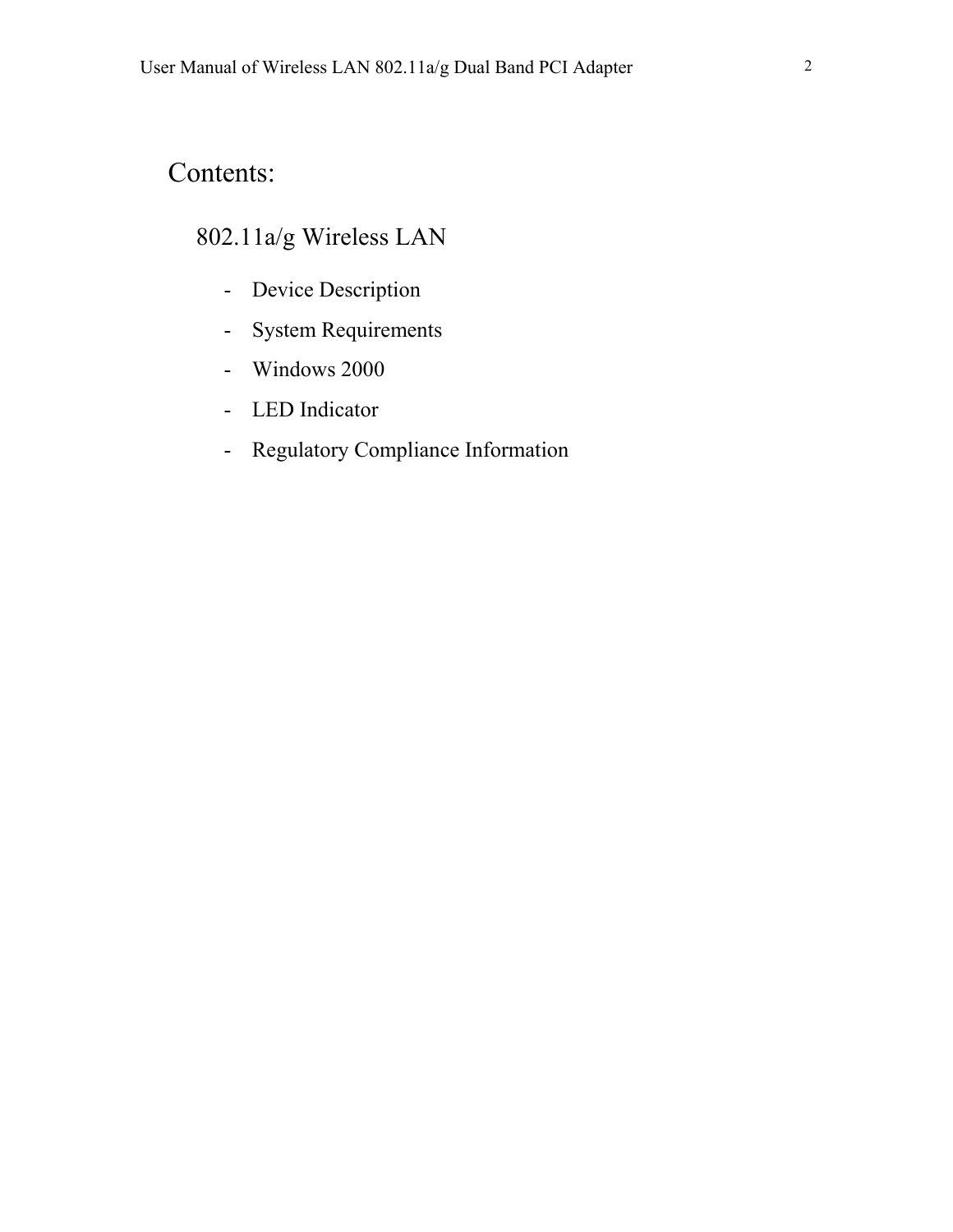# Contents:

## 802.11a/g Wireless LAN

- Device Description
- System Requirements
- Windows 2000
- LED Indicator
- Regulatory Compliance Information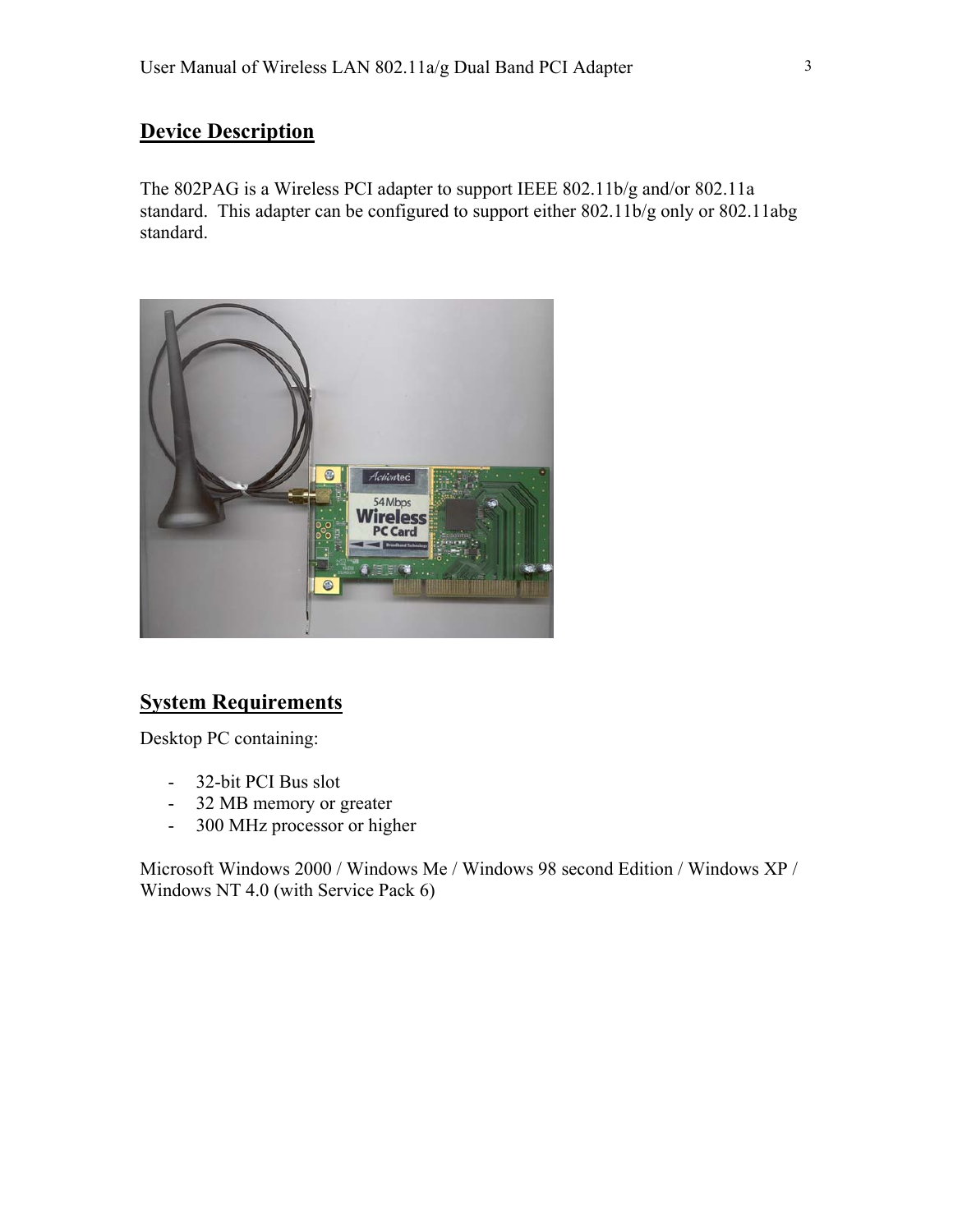## Device Description

The 802PAG is a Wireless PCI adapter to support IEEE 802.11b/g and/or 802.11a standard. This adapter can be configured to support either 802.11b/g only or 802.11abg standard.

## System Requirements

Desktop PC containing:

- 32-bit PCI Bus slot
- 32 MB memory or greater
- 300 MHz processor or higher

Microsoft Windows 2000 / Windows Me / Windows 98 second Edition / Windows XP / Windows NT 4.0 (with Service Pack 6)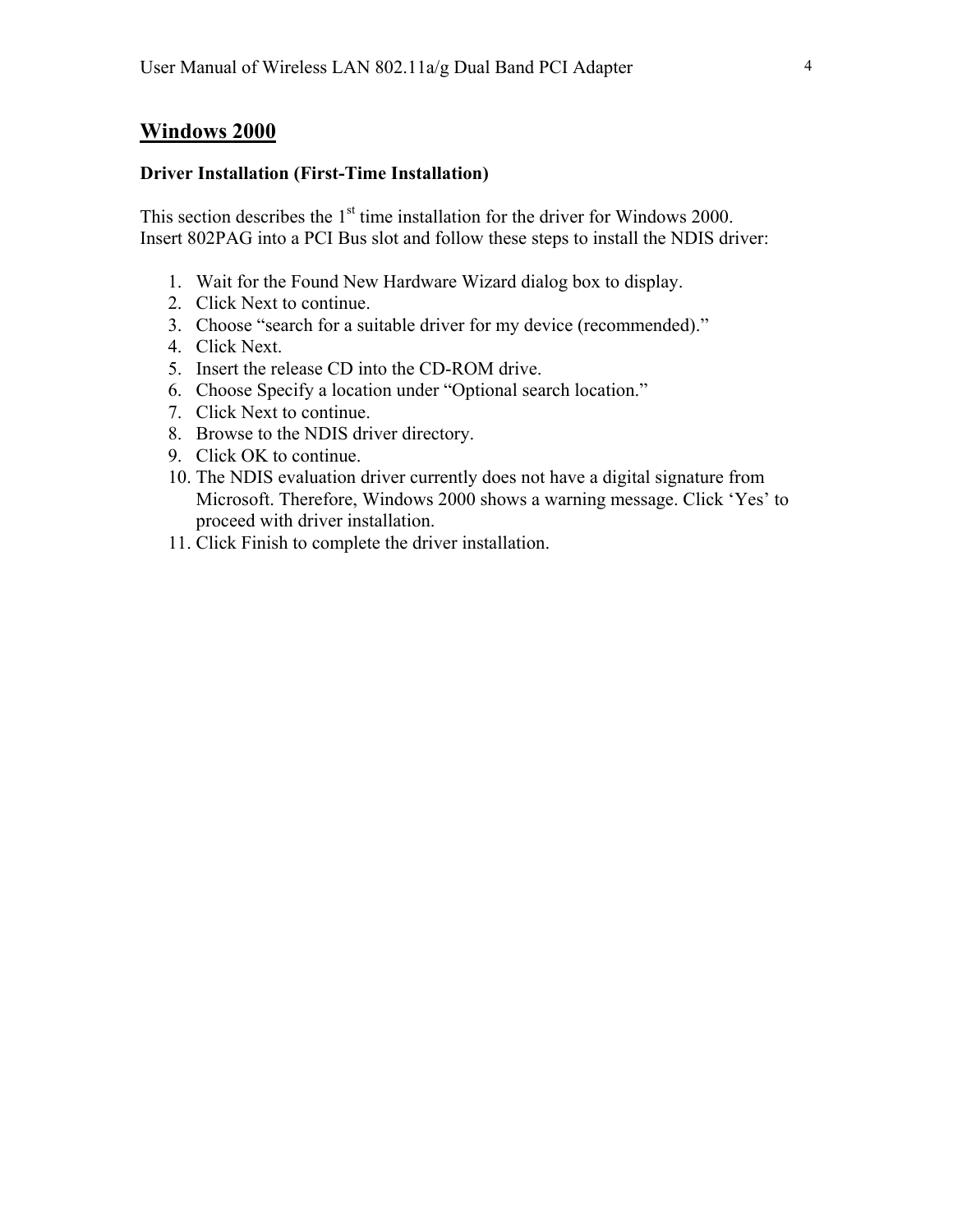## Windows 2000

**Driver Installation (First-Time Installation)**

This section describes the 1st time installation for the driver for Windows 2000.
Insert 802PAG into a PCI Bus slot and follow these steps to install the NDIS driver:

1. Wait for the Found New Hardware Wizard dialog box to display.
2. Click Next to continue.
3. Choose "search for a suitable driver for my device (recommended)."
4. Click Next.
5. Insert the release CD into the CD-ROM drive.
6. Choose Specify a location under "Optional search location."
7. Click Next to continue.
8. Browse to the NDIS driver directory.
9. Click OK to continue.
10. The NDIS evaluation driver currently does not have a digital signature from Microsoft. Therefore, Windows 2000 shows a warning message. Click 'Yes' to proceed with driver installation.
11. Click Finish to complete the driver installation.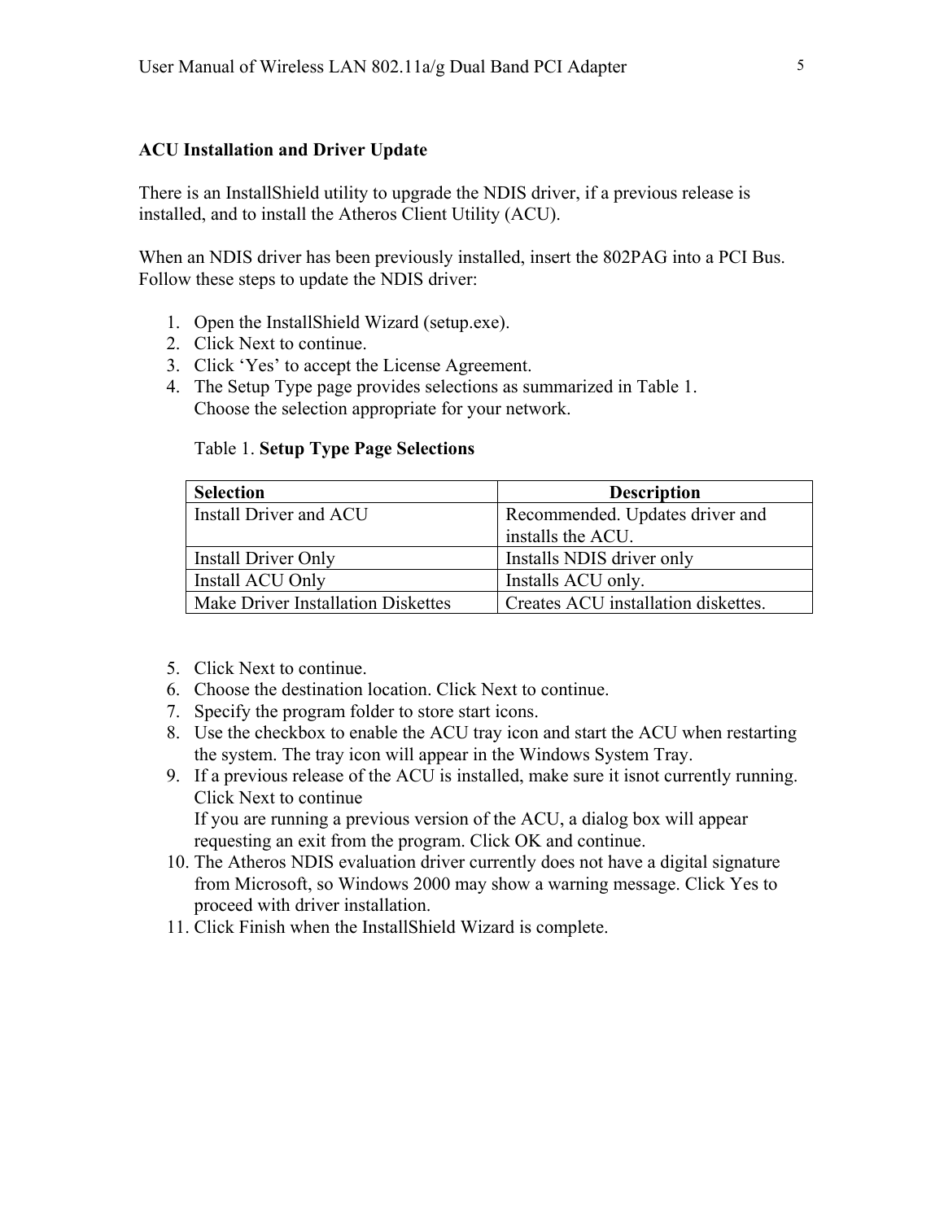## ACU Installation and Driver Update

There is an InstallShield utility to upgrade the NDIS driver, if a previous release is installed, and to install the Atheros Client Utility (ACU).

When an NDIS driver has been previously installed, insert the 802PAG into a PCI Bus. Follow these steps to update the NDIS driver:

1. Open the InstallShield Wizard (setup.exe).
2. Click Next to continue.
3. Click 'Yes' to accept the License Agreement.
4. The Setup Type page provides selections as summarized in Table 1. Choose the selection appropriate for your network.

   Table 1. **Setup Type Page Selections**

   | **Selection** | **Description** |
   |---|---|
   | Install Driver and ACU | Recommended. Updates driver and installs the ACU. |
   | Install Driver Only | Installs NDIS driver only |
   | Install ACU Only | Installs ACU only. |
   | Make Driver Installation Diskettes | Creates ACU installation diskettes. |

5. Click Next to continue.
6. Choose the destination location. Click Next to continue.
7. Specify the program folder to store start icons.
8. Use the checkbox to enable the ACU tray icon and start the ACU when restarting the system. The tray icon will appear in the Windows System Tray.
9. If a previous release of the ACU is installed, make sure it isnot currently running. Click Next to continue
   If you are running a previous version of the ACU, a dialog box will appear requesting an exit from the program. Click OK and continue.
10. The Atheros NDIS evaluation driver currently does not have a digital signature from Microsoft, so Windows 2000 may show a warning message. Click Yes to proceed with driver installation.
11. Click Finish when the InstallShield Wizard is complete.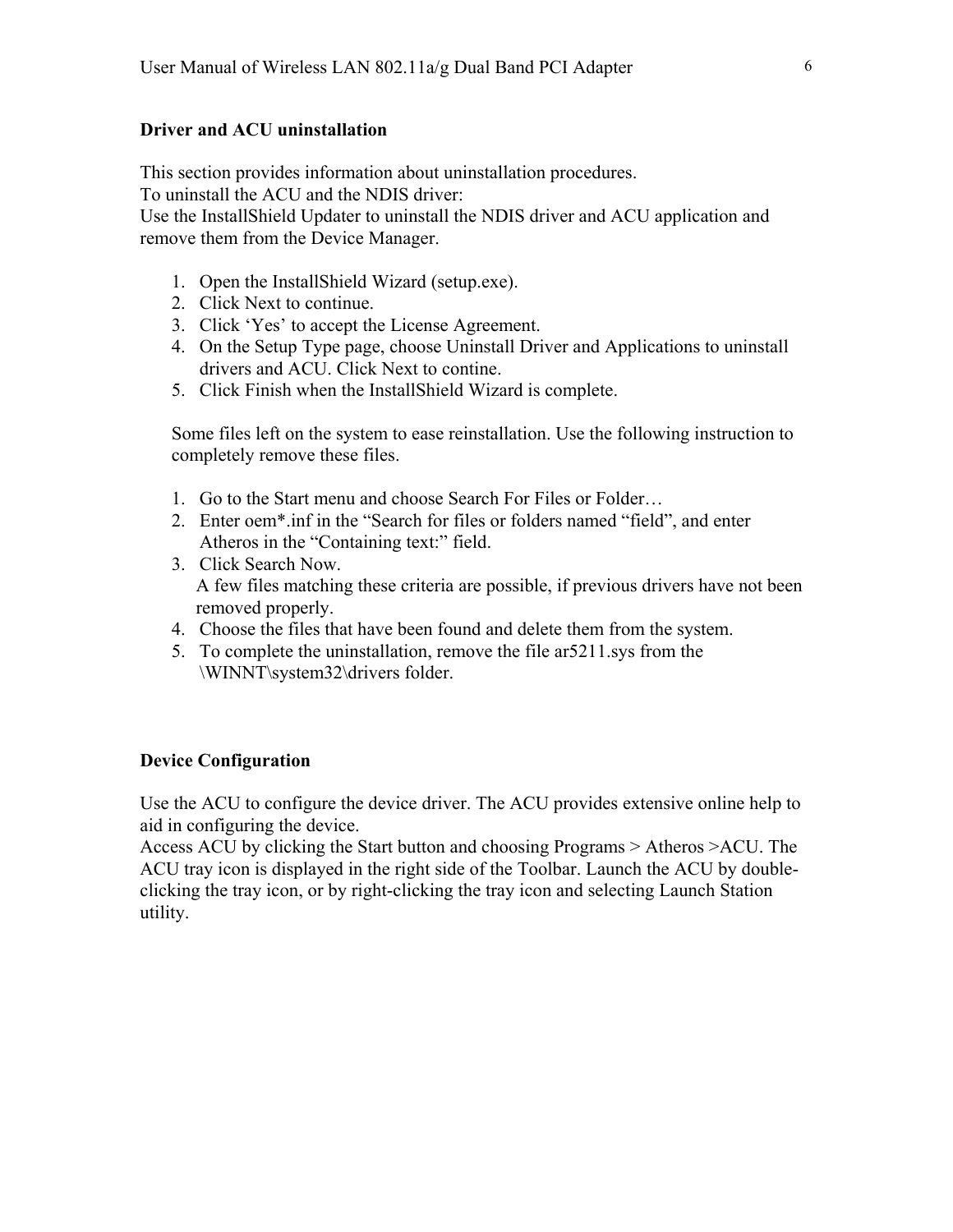## Driver and ACU uninstallation

This section provides information about uninstallation procedures.
To uninstall the ACU and the NDIS driver:
Use the InstallShield Updater to uninstall the NDIS driver and ACU application and remove them from the Device Manager.

1. Open the InstallShield Wizard (setup.exe).
2. Click Next to continue.
3. Click 'Yes' to accept the License Agreement.
4. On the Setup Type page, choose Uninstall Driver and Applications to uninstall drivers and ACU. Click Next to contine.
5. Click Finish when the InstallShield Wizard is complete.

Some files left on the system to ease reinstallation. Use the following instruction to completely remove these files.

1. Go to the Start menu and choose Search For Files or Folder…
2. Enter oem*.inf in the "Search for files or folders named "field", and enter Atheros in the "Containing text:" field.
3. Click Search Now.
   A few files matching these criteria are possible, if previous drivers have not been removed properly.
4. Choose the files that have been found and delete them from the system.
5. To complete the uninstallation, remove the file ar5211.sys from the \WINNT\system32\drivers folder.

## Device Configuration

Use the ACU to configure the device driver. The ACU provides extensive online help to aid in configuring the device.
Access ACU by clicking the Start button and choosing Programs > Atheros >ACU. The ACU tray icon is displayed in the right side of the Toolbar. Launch the ACU by double-clicking the tray icon, or by right-clicking the tray icon and selecting Launch Station utility.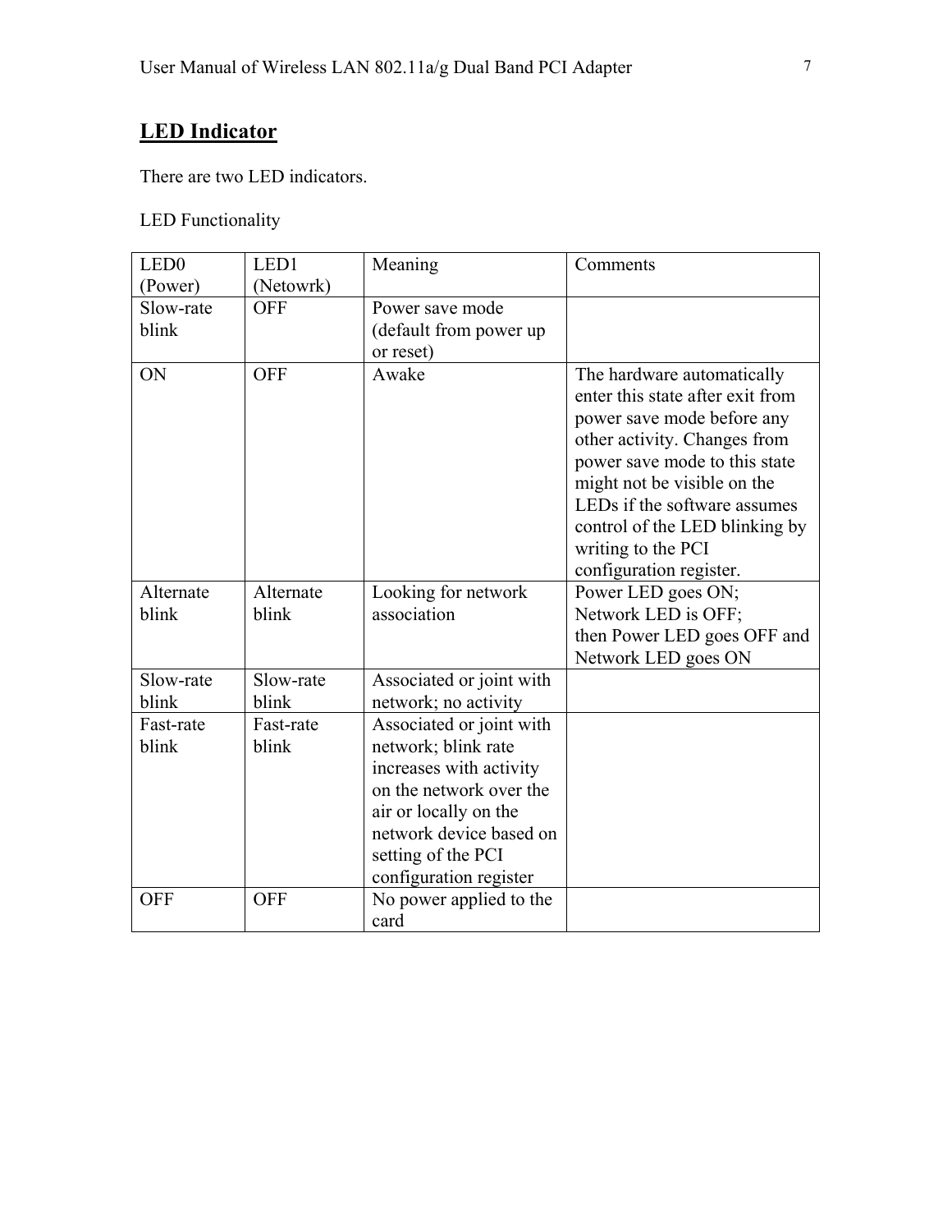## LED Indicator

There are two LED indicators.

LED Functionality

| LED0 (Power) | LED1 (Netowrk) | Meaning | Comments |
|---|---|---|---|
| Slow-rate blink | OFF | Power save mode (default from power up or reset) | |
| ON | OFF | Awake | The hardware automatically enter this state after exit from power save mode before any other activity. Changes from power save mode to this state might not be visible on the LEDs if the software assumes control of the LED blinking by writing to the PCI configuration register. |
| Alternate blink | Alternate blink | Looking for network association | Power LED goes ON; Network LED is OFF; then Power LED goes OFF and Network LED goes ON |
| Slow-rate blink | Slow-rate blink | Associated or joint with network; no activity | |
| Fast-rate blink | Fast-rate blink | Associated or joint with network; blink rate increases with activity on the network over the air or locally on the network device based on setting of the PCI configuration register | |
| OFF | OFF | No power applied to the card | |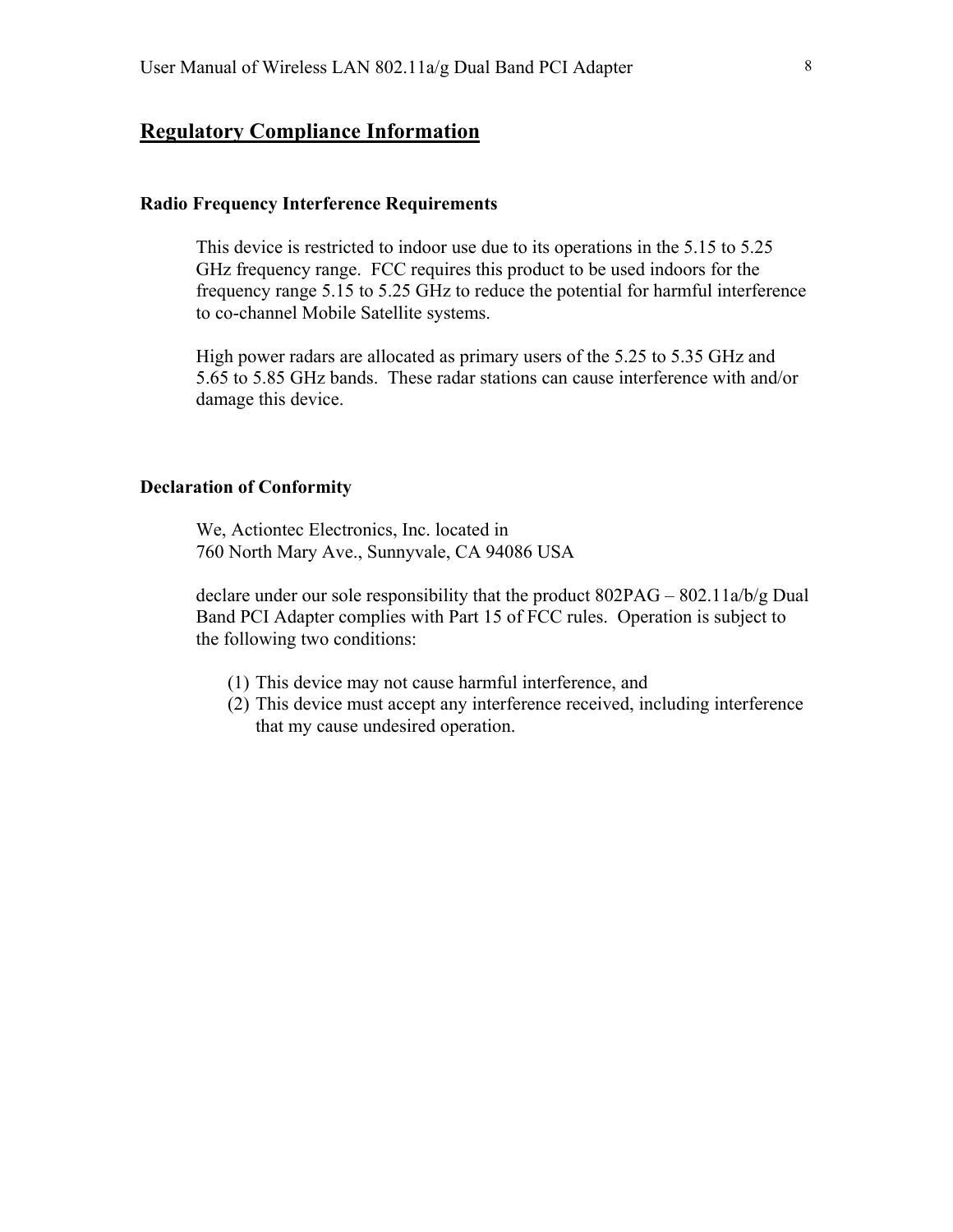## Regulatory Compliance Information

### Radio Frequency Interference Requirements

This device is restricted to indoor use due to its operations in the 5.15 to 5.25 GHz frequency range. FCC requires this product to be used indoors for the frequency range 5.15 to 5.25 GHz to reduce the potential for harmful interference to co-channel Mobile Satellite systems.

High power radars are allocated as primary users of the 5.25 to 5.35 GHz and 5.65 to 5.85 GHz bands. These radar stations can cause interference with and/or damage this device.

### Declaration of Conformity

We, Actiontec Electronics, Inc. located in
760 North Mary Ave., Sunnyvale, CA 94086 USA

declare under our sole responsibility that the product 802PAG – 802.11a/b/g Dual Band PCI Adapter complies with Part 15 of FCC rules. Operation is subject to the following two conditions:

(1) This device may not cause harmful interference, and
(2) This device must accept any interference received, including interference that my cause undesired operation.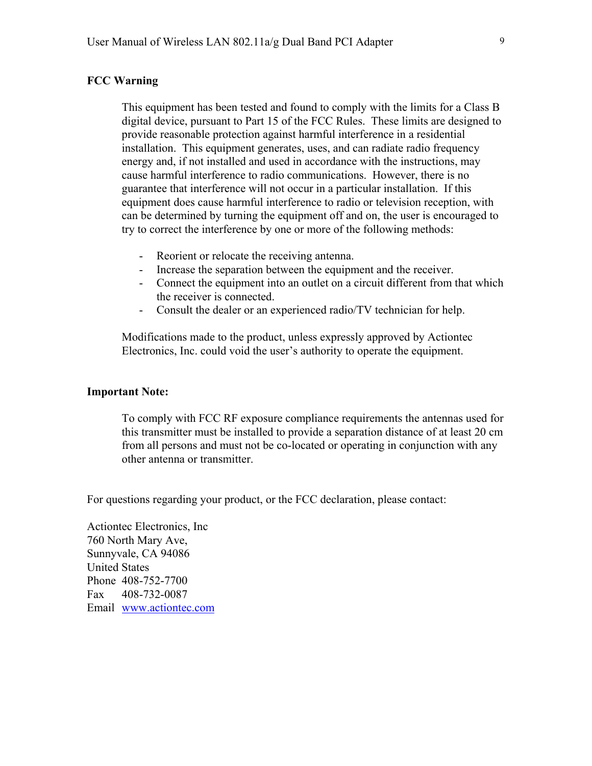**FCC Warning**

This equipment has been tested and found to comply with the limits for a Class B digital device, pursuant to Part 15 of the FCC Rules. These limits are designed to provide reasonable protection against harmful interference in a residential installation. This equipment generates, uses, and can radiate radio frequency energy and, if not installed and used in accordance with the instructions, may cause harmful interference to radio communications. However, there is no guarantee that interference will not occur in a particular installation. If this equipment does cause harmful interference to radio or television reception, with can be determined by turning the equipment off and on, the user is encouraged to try to correct the interference by one or more of the following methods:

- Reorient or relocate the receiving antenna.
- Increase the separation between the equipment and the receiver.
- Connect the equipment into an outlet on a circuit different from that which the receiver is connected.
- Consult the dealer or an experienced radio/TV technician for help.

Modifications made to the product, unless expressly approved by Actiontec Electronics, Inc. could void the user's authority to operate the equipment.

**Important Note:**

To comply with FCC RF exposure compliance requirements the antennas used for this transmitter must be installed to provide a separation distance of at least 20 cm from all persons and must not be co-located or operating in conjunction with any other antenna or transmitter.

For questions regarding your product, or the FCC declaration, please contact:

Actiontec Electronics, Inc
760 North Mary Ave,
Sunnyvale, CA 94086
United States
Phone 408-752-7700
Fax 408-732-0087
Email www.actiontec.com